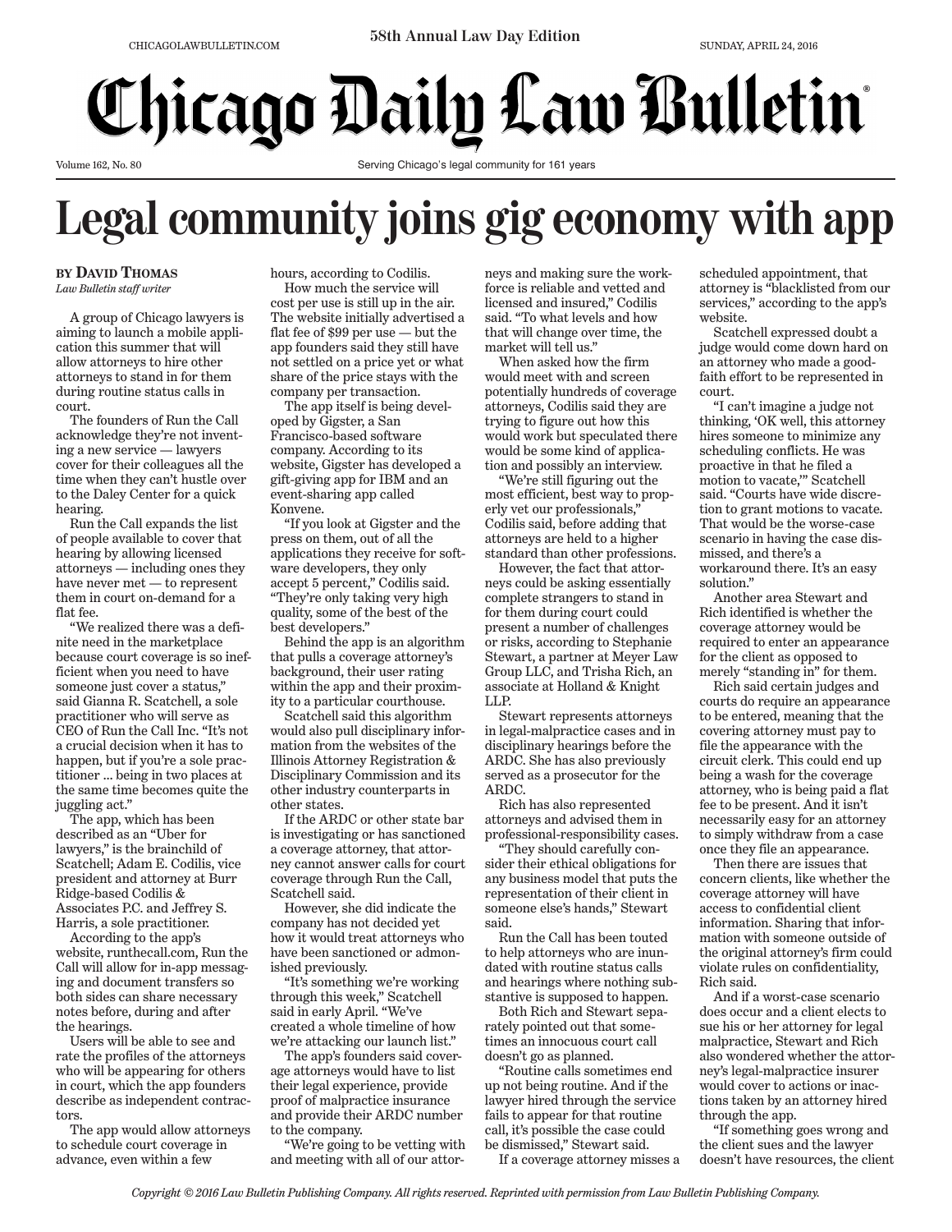# Legal community joins gig economy with app

**BY DAVID THOMAS**
*Law Bulletin staff writer*

A group of Chicago lawyers is aiming to launch a mobile application this summer that will allow attorneys to hire other attorneys to stand in for them during routine status calls in court.

The founders of Run the Call acknowledge they're not inventing a new service — lawyers cover for their colleagues all the time when they can't hustle over to the Daley Center for a quick hearing.

Run the Call expands the list of people available to cover that hearing by allowing licensed attorneys — including ones they have never met — to represent them in court on-demand for a flat fee.

"We realized there was a definite need in the marketplace because court coverage is so inefficient when you need to have someone just cover a status," said Gianna R. Scatchell, a sole practitioner who will serve as CEO of Run the Call Inc. "It's not a crucial decision when it has to happen, but if you're a sole practitioner ... being in two places at the same time becomes quite the juggling act."

The app, which has been described as an "Uber for lawyers," is the brainchild of Scatchell; Adam E. Codilis, vice president and attorney at Burr Ridge-based Codilis & Associates P.C. and Jeffrey S. Harris, a sole practitioner.

According to the app's website, runthecall.com, Run the Call will allow for in-app messaging and document transfers so both sides can share necessary notes before, during and after the hearings.

Users will be able to see and rate the profiles of the attorneys who will be appearing for others in court, which the app founders describe as independent contractors.

The app would allow attorneys to schedule court coverage in advance, even within a few hours, according to Codilis.

How much the service will cost per use is still up in the air. The website initially advertised a flat fee of $99 per use — but the app founders said they still have not settled on a price yet or what share of the price stays with the company per transaction.

The app itself is being developed by Gigster, a San Francisco-based software company. According to its website, Gigster has developed a gift-giving app for IBM and an event-sharing app called Konvene.

"If you look at Gigster and the press on them, out of all the applications they receive for software developers, they only accept 5 percent," Codilis said. "They're only taking very high quality, some of the best of the best developers."

Behind the app is an algorithm that pulls a coverage attorney's background, their user rating within the app and their proximity to a particular courthouse.

Scatchell said this algorithm would also pull disciplinary information from the websites of the Illinois Attorney Registration & Disciplinary Commission and its other industry counterparts in other states.

If the ARDC or other state bar is investigating or has sanctioned a coverage attorney, that attorney cannot answer calls for court coverage through Run the Call, Scatchell said.

However, she did indicate the company has not decided yet how it would treat attorneys who have been sanctioned or admonished previously.

"It's something we're working through this week," Scatchell said in early April. "We've created a whole timeline of how we're attacking our launch list."

The app's founders said coverage attorneys would have to list their legal experience, provide proof of malpractice insurance and provide their ARDC number to the company.

"We're going to be vetting with and meeting with all of our attorneys and making sure the workforce is reliable and vetted and licensed and insured," Codilis said. "To what levels and how that will change over time, the market will tell us."

When asked how the firm would meet with and screen potentially hundreds of coverage attorneys, Codilis said they are trying to figure out how this would work but speculated there would be some kind of application and possibly an interview.

"We're still figuring out the most efficient, best way to properly vet our professionals," Codilis said, before adding that attorneys are held to a higher standard than other professions.

However, the fact that attorneys could be asking essentially complete strangers to stand in for them during court could present a number of challenges or risks, according to Stephanie Stewart, a partner at Meyer Law Group LLC, and Trisha Rich, an associate at Holland & Knight LLP.

Stewart represents attorneys in legal-malpractice cases and in disciplinary hearings before the ARDC. She has also previously served as a prosecutor for the ARDC.

Rich has also represented attorneys and advised them in professional-responsibility cases.

"They should carefully consider their ethical obligations for any business model that puts the representation of their client in someone else's hands," Stewart said.

Run the Call has been touted to help attorneys who are inundated with routine status calls and hearings where nothing substantive is supposed to happen.

Both Rich and Stewart separately pointed out that sometimes an innocuous court call doesn't go as planned.

"Routine calls sometimes end up not being routine. And if the lawyer hired through the service fails to appear for that routine call, it's possible the case could be dismissed," Stewart said.

If a coverage attorney misses a scheduled appointment, that attorney is "blacklisted from our services," according to the app's website.

Scatchell expressed doubt a judge would come down hard on an attorney who made a good-faith effort to be represented in court.

"I can't imagine a judge not thinking, 'OK well, this attorney hires someone to minimize any scheduling conflicts. He was proactive in that he filed a motion to vacate,'" Scatchell said. "Courts have wide discretion to grant motions to vacate. That would be the worse-case scenario in having the case dismissed, and there's a workaround there. It's an easy solution."

Another area Stewart and Rich identified is whether the coverage attorney would be required to enter an appearance for the client as opposed to merely "standing in" for them.

Rich said certain judges and courts do require an appearance to be entered, meaning that the covering attorney must pay to file the appearance with the circuit clerk. This could end up being a wash for the coverage attorney, who is being paid a flat fee to be present. And it isn't necessarily easy for an attorney to simply withdraw from a case once they file an appearance.

Then there are issues that concern clients, like whether the coverage attorney will have access to confidential client information. Sharing that information with someone outside of the original attorney's firm could violate rules on confidentiality, Rich said.

And if a worst-case scenario does occur and a client elects to sue his or her attorney for legal malpractice, Stewart and Rich also wondered whether the attorney's legal-malpractice insurer would cover to actions or inactions taken by an attorney hired through the app.

"If something goes wrong and the client sues and the lawyer doesn't have resources, the client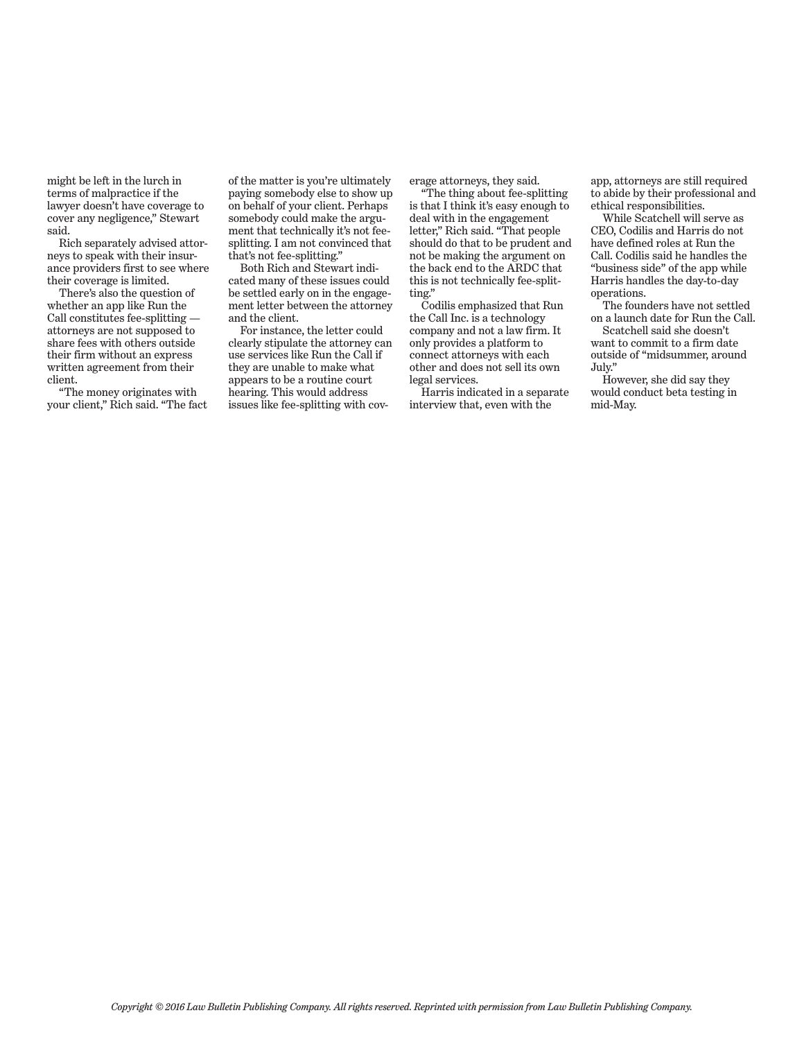might be left in the lurch in terms of malpractice if the lawyer doesn't have coverage to cover any negligence," Stewart said.

Rich separately advised attorneys to speak with their insurance providers first to see where their coverage is limited.

There's also the question of whether an app like Run the Call constitutes fee-splitting — attorneys are not supposed to share fees with others outside their firm without an express written agreement from their client.

"The money originates with your client," Rich said. "The fact of the matter is you're ultimately paying somebody else to show up on behalf of your client. Perhaps somebody could make the argument that technically it's not fee-splitting. I am not convinced that that's not fee-splitting."

Both Rich and Stewart indicated many of these issues could be settled early on in the engagement letter between the attorney and the client.

For instance, the letter could clearly stipulate the attorney can use services like Run the Call if they are unable to make what appears to be a routine court hearing. This would address issues like fee-splitting with coverage attorneys, they said.

"The thing about fee-splitting is that I think it's easy enough to deal with in the engagement letter," Rich said. "That people should do that to be prudent and not be making the argument on the back end to the ARDC that this is not technically fee-splitting."

Codilis emphasized that Run the Call Inc. is a technology company and not a law firm. It only provides a platform to connect attorneys with each other and does not sell its own legal services.

Harris indicated in a separate interview that, even with the app, attorneys are still required to abide by their professional and ethical responsibilities.

While Scatchell will serve as CEO, Codilis and Harris do not have defined roles at Run the Call. Codilis said he handles the "business side" of the app while Harris handles the day-to-day operations.

The founders have not settled on a launch date for Run the Call.

Scatchell said she doesn't want to commit to a firm date outside of "midsummer, around July."

However, she did say they would conduct beta testing in mid-May.

*Copyright © 2016 Law Bulletin Publishing Company. All rights reserved. Reprinted with permission from Law Bulletin Publishing Company.*